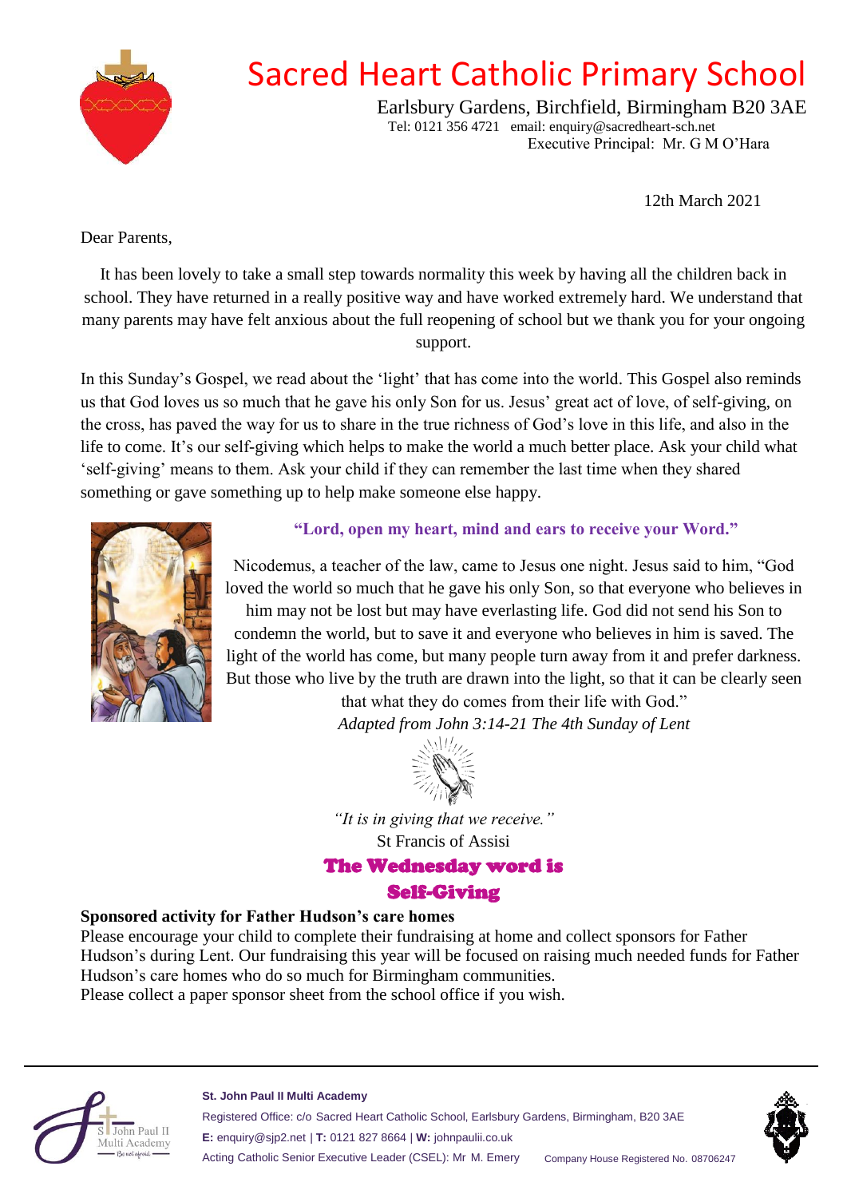# Sacred Heart Catholic Primary School

Earlsbury Gardens, Birchfield, Birmingham B20 3AE
Tel: 0121 356 4721 email: enquiry@sacredheart-sch.net
Executive Principal: Mr. G M O'Hara

12th March 2021

Dear Parents,

It has been lovely to take a small step towards normality this week by having all the children back in school. They have returned in a really positive way and have worked extremely hard. We understand that many parents may have felt anxious about the full reopening of school but we thank you for your ongoing support.

In this Sunday's Gospel, we read about the 'light' that has come into the world. This Gospel also reminds us that God loves us so much that he gave his only Son for us. Jesus' great act of love, of self-giving, on the cross, has paved the way for us to share in the true richness of God's love in this life, and also in the life to come. It's our self-giving which helps to make the world a much better place. Ask your child what 'self-giving' means to them. Ask your child if they can remember the last time when they shared something or gave something up to help make someone else happy.

**"Lord, open my heart, mind and ears to receive your Word."**

Nicodemus, a teacher of the law, came to Jesus one night. Jesus said to him, "God loved the world so much that he gave his only Son, so that everyone who believes in him may not be lost but may have everlasting life. God did not send his Son to condemn the world, but to save it and everyone who believes in him is saved. The light of the world has come, but many people turn away from it and prefer darkness. But those who live by the truth are drawn into the light, so that it can be clearly seen that what they do comes from their life with God."

*Adapted from John 3:14-21 The 4th Sunday of Lent*

*"It is in giving that we receive."*
St Francis of Assisi

**The Wednesday word is Self-Giving**

**Sponsored activity for Father Hudson's care homes**

Please encourage your child to complete their fundraising at home and collect sponsors for Father Hudson's during Lent. Our fundraising this year will be focused on raising much needed funds for Father Hudson's care homes who do so much for Birmingham communities.
Please collect a paper sponsor sheet from the school office if you wish.

**St. John Paul II Multi Academy**
Registered Office: c/o Sacred Heart Catholic School, Earlsbury Gardens, Birmingham, B20 3AE
**E:** enquiry@sjp2.net | **T:** 0121 827 8664 | **W:** johnpaulii.co.uk
Acting Catholic Senior Executive Leader (CSEL): Mr M. Emery
Company House Registered No. 08706247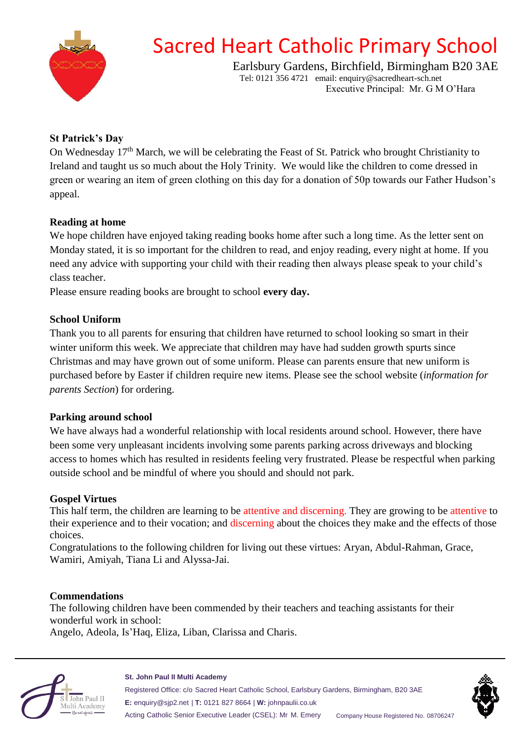# Sacred Heart Catholic Primary School

Earlsbury Gardens, Birchfield, Birmingham B20 3AE
Tel: 0121 356 4721 email: enquiry@sacredheart-sch.net
Executive Principal: Mr. G M O'Hara

**St Patrick's Day**

On Wednesday 17th March, we will be celebrating the Feast of St. Patrick who brought Christianity to Ireland and taught us so much about the Holy Trinity. We would like the children to come dressed in green or wearing an item of green clothing on this day for a donation of 50p towards our Father Hudson's appeal.

**Reading at home**

We hope children have enjoyed taking reading books home after such a long time. As the letter sent on Monday stated, it is so important for the children to read, and enjoy reading, every night at home. If you need any advice with supporting your child with their reading then always please speak to your child's class teacher.

Please ensure reading books are brought to school **every day.**

**School Uniform**

Thank you to all parents for ensuring that children have returned to school looking so smart in their winter uniform this week. We appreciate that children may have had sudden growth spurts since Christmas and may have grown out of some uniform. Please can parents ensure that new uniform is purchased before by Easter if children require new items. Please see the school website (*information for parents Section*) for ordering.

**Parking around school**

We have always had a wonderful relationship with local residents around school. However, there have been some very unpleasant incidents involving some parents parking across driveways and blocking access to homes which has resulted in residents feeling very frustrated. Please be respectful when parking outside school and be mindful of where you should and should not park.

**Gospel Virtues**

This half term, the children are learning to be attentive and discerning. They are growing to be attentive to their experience and to their vocation; and discerning about the choices they make and the effects of those choices.

Congratulations to the following children for living out these virtues: Aryan, Abdul-Rahman, Grace, Wamiri, Amiyah, Tiana Li and Alyssa-Jai.

**Commendations**

The following children have been commended by their teachers and teaching assistants for their wonderful work in school:

Angelo, Adeola, Is'Haq, Eliza, Liban, Clarissa and Charis.

**St. John Paul II Multi Academy**

Registered Office: c/o Sacred Heart Catholic School, Earlsbury Gardens, Birmingham, B20 3AE

**E:** enquiry@sjp2.net | **T:** 0121 827 8664 | **W:** johnpaulii.co.uk

Acting Catholic Senior Executive Leader (CSEL): Mr M. Emery Company House Registered No. 08706247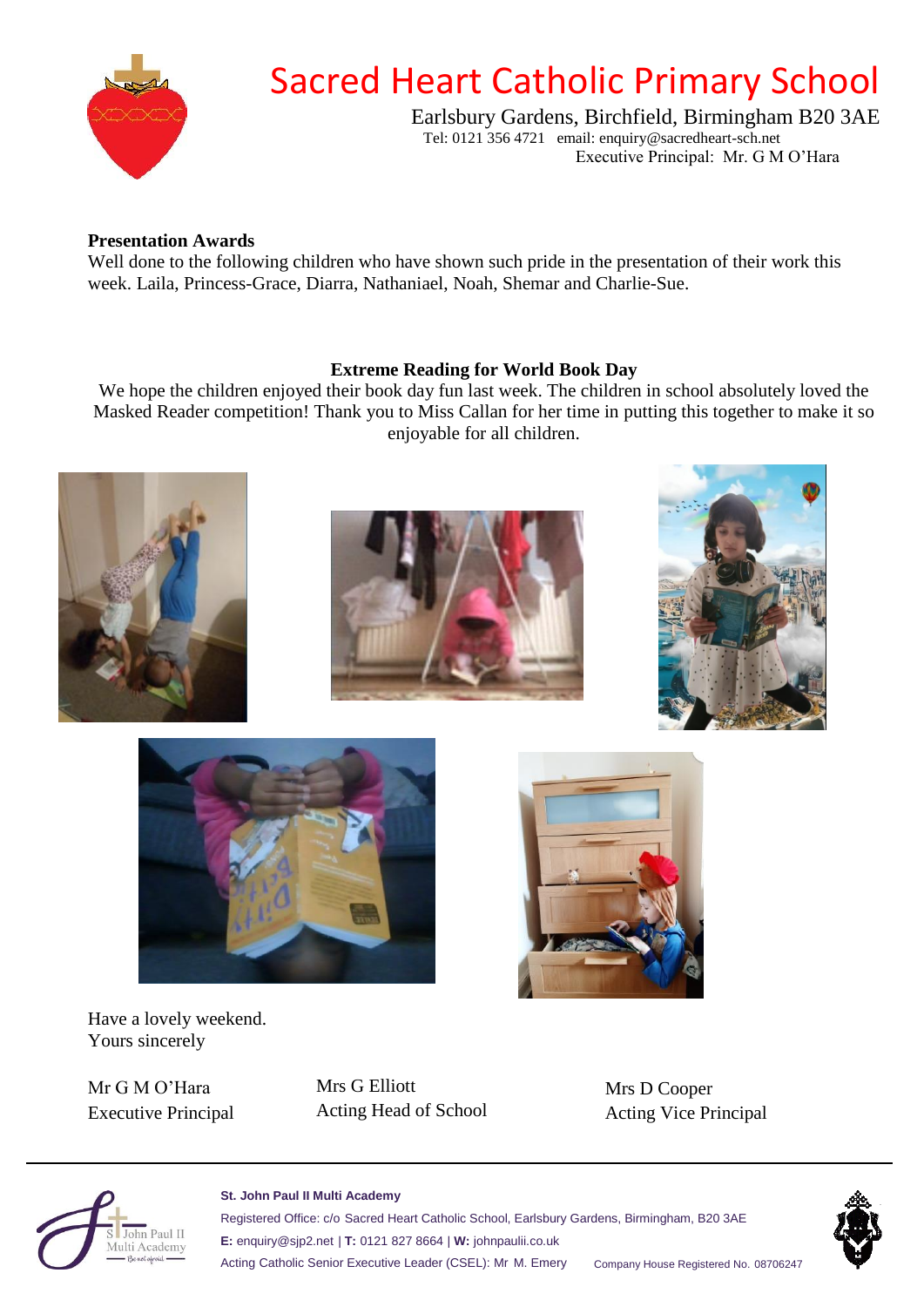# Sacred Heart Catholic Primary School

Earlsbury Gardens, Birchfield, Birmingham B20 3AE

Tel: 0121 356 4721   email: enquiry@sacredheart-sch.net

Executive Principal: Mr. G M O'Hara

**Presentation Awards**

Well done to the following children who have shown such pride in the presentation of their work this week. Laila, Princess-Grace, Diarra, Nathaniael, Noah, Shemar and Charlie-Sue.

**Extreme Reading for World Book Day**

We hope the children enjoyed their book day fun last week. The children in school absolutely loved the Masked Reader competition! Thank you to Miss Callan for her time in putting this together to make it so enjoyable for all children.

Have a lovely weekend.
Yours sincerely

Mr G M O'Hara
Executive Principal

Mrs G Elliott
Acting Head of School

Mrs D Cooper
Acting Vice Principal

**St. John Paul II Multi Academy**

Registered Office: c/o Sacred Heart Catholic School, Earlsbury Gardens, Birmingham, B20 3AE

**E:** enquiry@sjp2.net | **T:** 0121 827 8664 | **W:** johnpaulii.co.uk

Acting Catholic Senior Executive Leader (CSEL): Mr M. Emery    Company House Registered No. 08706247